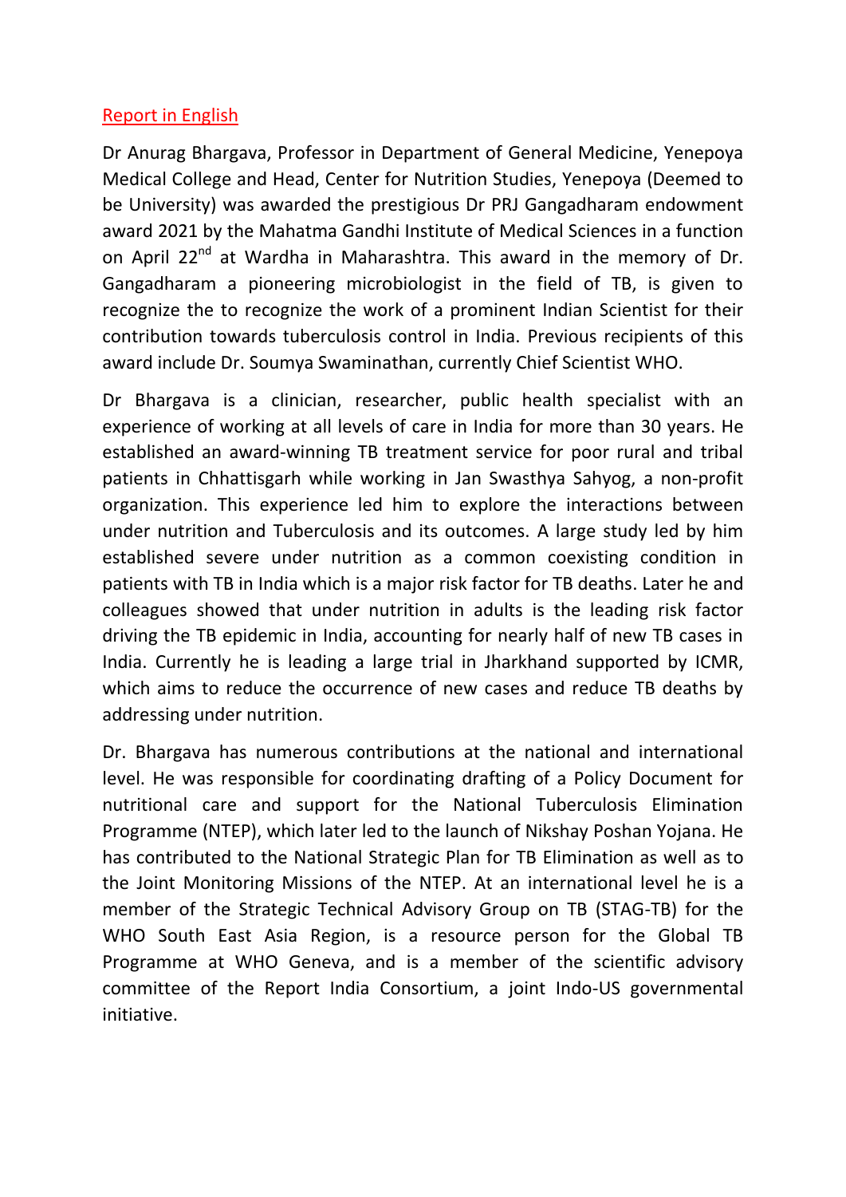Report in English

Dr Anurag Bhargava, Professor in Department of General Medicine, Yenepoya Medical College and Head, Center for Nutrition Studies, Yenepoya (Deemed to be University) was awarded the prestigious Dr PRJ Gangadharam endowment award 2021 by the Mahatma Gandhi Institute of Medical Sciences in a function on April 22nd at Wardha in Maharashtra. This award in the memory of Dr. Gangadharam a pioneering microbiologist in the field of TB, is given to recognize the to recognize the work of a prominent Indian Scientist for their contribution towards tuberculosis control in India. Previous recipients of this award include Dr. Soumya Swaminathan, currently Chief Scientist WHO.

Dr Bhargava is a clinician, researcher, public health specialist with an experience of working at all levels of care in India for more than 30 years. He established an award-winning TB treatment service for poor rural and tribal patients in Chhattisgarh while working in Jan Swasthya Sahyog, a non-profit organization. This experience led him to explore the interactions between under nutrition and Tuberculosis and its outcomes. A large study led by him established severe under nutrition as a common coexisting condition in patients with TB in India which is a major risk factor for TB deaths. Later he and colleagues showed that under nutrition in adults is the leading risk factor driving the TB epidemic in India, accounting for nearly half of new TB cases in India. Currently he is leading a large trial in Jharkhand supported by ICMR, which aims to reduce the occurrence of new cases and reduce TB deaths by addressing under nutrition.

Dr. Bhargava has numerous contributions at the national and international level. He was responsible for coordinating drafting of a Policy Document for nutritional care and support for the National Tuberculosis Elimination Programme (NTEP), which later led to the launch of Nikshay Poshan Yojana. He has contributed to the National Strategic Plan for TB Elimination as well as to the Joint Monitoring Missions of the NTEP. At an international level he is a member of the Strategic Technical Advisory Group on TB (STAG-TB) for the WHO South East Asia Region, is a resource person for the Global TB Programme at WHO Geneva, and is a member of the scientific advisory committee of the Report India Consortium, a joint Indo-US governmental initiative.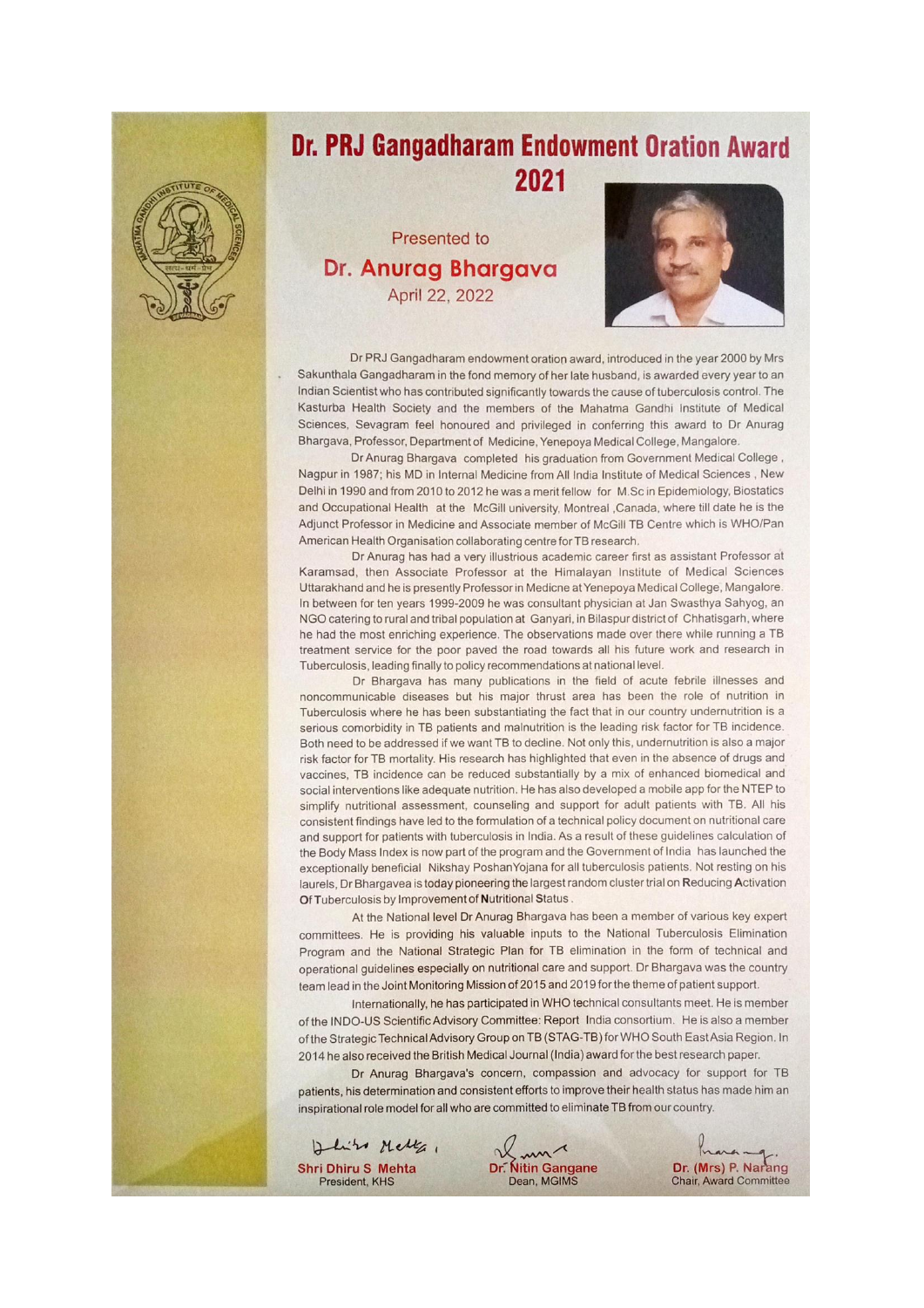# Dr. PRJ Gangadharam Endowment Oration Award 2021

Presented to

## Dr. Anurag Bhargava

April 22, 2022

Dr PRJ Gangadharam endowment oration award, introduced in the year 2000 by Mrs Sakunthala Gangadharam in the fond memory of her late husband, is awarded every year to an Indian Scientist who has contributed significantly towards the cause of tuberculosis control. The Kasturba Health Society and the members of the Mahatma Gandhi Institute of Medical Sciences, Sevagram feel honoured and privileged in conferring this award to Dr Anurag Bhargava, Professor, Department of Medicine, Yenepoya Medical College, Mangalore.

Dr Anurag Bhargava completed his graduation from Government Medical College , Nagpur in 1987; his MD in Internal Medicine from All India Institute of Medical Sciences , New Delhi in 1990 and from 2010 to 2012 he was a merit fellow for M.Sc in Epidemiology, Biostatics and Occupational Health at the McGill university, Montreal ,Canada, where till date he is the Adjunct Professor in Medicine and Associate member of McGill TB Centre which is WHO/Pan American Health Organisation collaborating centre for TB research.

Dr Anurag has had a very illustrious academic career first as assistant Professor at Karamsad, then Associate Professor at the Himalayan Institute of Medical Sciences Uttarakhand and he is presently Professor in Medicne at Yenepoya Medical College, Mangalore. In between for ten years 1999-2009 he was consultant physician at Jan Swasthya Sahyog, an NGO catering to rural and tribal population at Ganyari, in Bilaspur district of Chhatisgarh, where he had the most enriching experience. The observations made over there while running a TB treatment service for the poor paved the road towards all his future work and research in Tuberculosis, leading finally to policy recommendations at national level.

Dr Bhargava has many publications in the field of acute febrile illnesses and noncommunicable diseases but his major thrust area has been the role of nutrition in Tuberculosis where he has been substantiating the fact that in our country undernutrition is a serious comorbidity in TB patients and malnutrition is the leading risk factor for TB incidence. Both need to be addressed if we want TB to decline. Not only this, undernutrition is also a major risk factor for TB mortality. His research has highlighted that even in the absence of drugs and vaccines, TB incidence can be reduced substantially by a mix of enhanced biomedical and social interventions like adequate nutrition. He has also developed a mobile app for the NTEP to simplify nutritional assessment, counseling and support for adult patients with TB. All his consistent findings have led to the formulation of a technical policy document on nutritional care and support for patients with tuberculosis in India. As a result of these guidelines calculation of the Body Mass Index is now part of the program and the Government of India has launched the exceptionally beneficial Nikshay PoshanYojana for all tuberculosis patients. Not resting on his laurels, Dr Bhargavea is today pioneering the largest random cluster trial on **R**educing **A**ctivation **O**f **T**uberculosis by Improvement of **N**utritional Status .

At the National level Dr Anurag Bhargava has been a member of various key expert committees. He is providing his valuable inputs to the National Tuberculosis Elimination Program and the National Strategic Plan for TB elimination in the form of technical and operational guidelines especially on nutritional care and support. Dr Bhargava was the country team lead in the Joint Monitoring Mission of 2015 and 2019 for the theme of patient support.

Internationally, he has participated in WHO technical consultants meet. He is member of the INDO-US Scientific Advisory Committee: Report India consortium. He is also a member of the Strategic Technical Advisory Group on TB (STAG-TB) for WHO South East Asia Region. In 2014 he also received the British Medical Journal (India) award for the best research paper.

Dr Anurag Bhargava's concern, compassion and advocacy for support for TB patients, his determination and consistent efforts to improve their health status has made him an inspirational role model for all who are committed to eliminate TB from our country.

| | | |
|---|---|---|
| **Shri Dhiru S Mehta**<br>President, KHS | **Dr. Nitin Gangane**<br>Dean, MGIMS | **Dr. (Mrs) P. Narang**<br>Chair, Award Committee |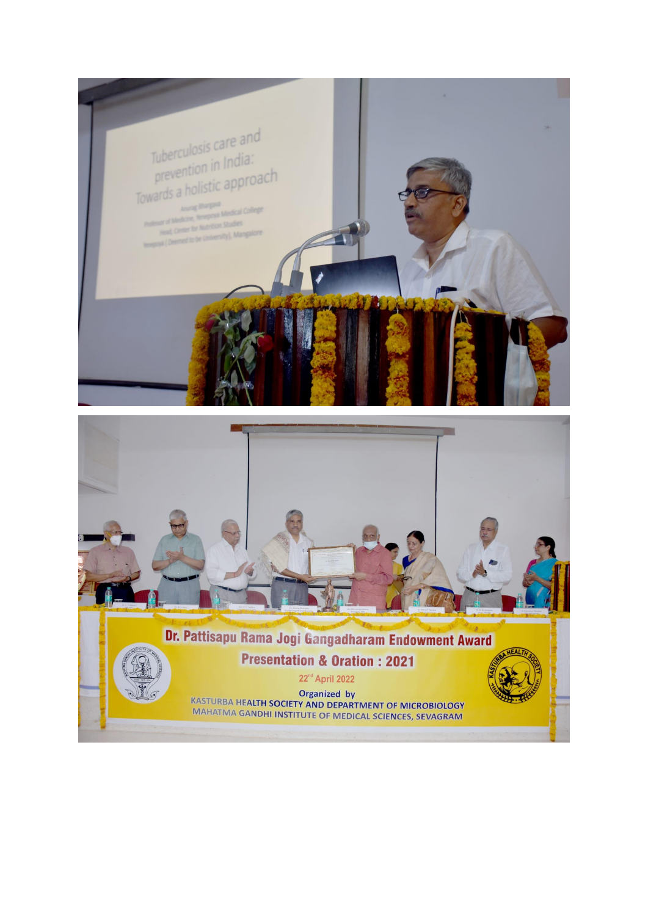Tuberculosis care and prevention in India: Towards a holistic approach

Anurag Bhargava
Professor of Medicine, Yenepoya Medical College
Head, Center for Nutrition Studies
Yenepoya (Deemed to be University), Mangalore

Dr. Pattisapu Rama Jogi Gangadharam Endowment Award

Presentation & Oration : 2021

22nd April 2022

Organized by
KASTURBA HEALTH SOCIETY AND DEPARTMENT OF MICROBIOLOGY
MAHATMA GANDHI INSTITUTE OF MEDICAL SCIENCES, SEVAGRAM